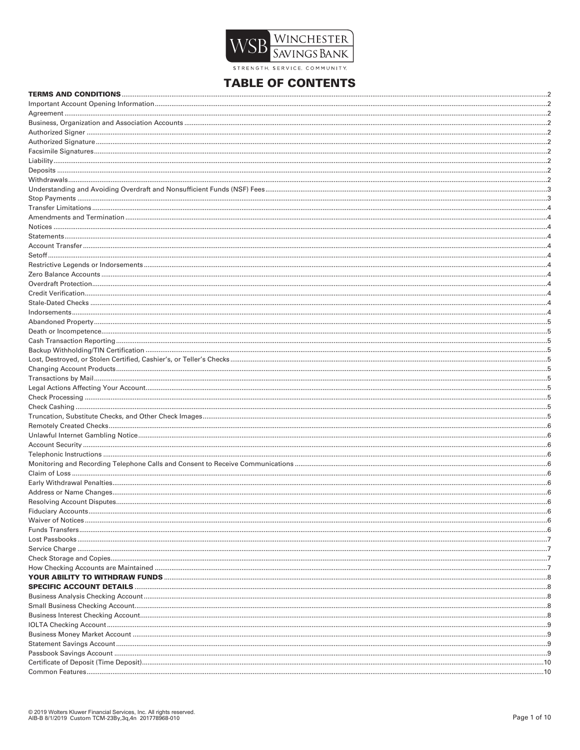WSB WINCHESTER SAVINGS BANK

STRENGTH. SERVICE. COMMUNITY.

# TABLE OF CONTENTS

| | |
|---|---|
| **TERMS AND CONDITIONS** | 2 |
| Important Account Opening Information | 2 |
| Agreement | 2 |
| Business, Organization and Association Accounts | 2 |
| Authorized Signer | 2 |
| Authorized Signature | 2 |
| Facsimile Signatures | 2 |
| Liability | 2 |
| Deposits | 2 |
| Withdrawals | 2 |
| Understanding and Avoiding Overdraft and Nonsufficient Funds (NSF) Fees | 3 |
| Stop Payments | 3 |
| Transfer Limitations | 4 |
| Amendments and Termination | 4 |
| Notices | 4 |
| Statements | 4 |
| Account Transfer | 4 |
| Setoff | 4 |
| Restrictive Legends or Indorsements | 4 |
| Zero Balance Accounts | 4 |
| Overdraft Protection | 4 |
| Credit Verification | 4 |
| Stale-Dated Checks | 4 |
| Indorsements | 4 |
| Abandoned Property | 5 |
| Death or Incompetence | 5 |
| Cash Transaction Reporting | 5 |
| Backup Withholding/TIN Certification | 5 |
| Lost, Destroyed, or Stolen Certified, Cashier's, or Teller's Checks | 5 |
| Changing Account Products | 5 |
| Transactions by Mail | 5 |
| Legal Actions Affecting Your Account | 5 |
| Check Processing | 5 |
| Check Cashing | 5 |
| Truncation, Substitute Checks, and Other Check Images | 5 |
| Remotely Created Checks | 6 |
| Unlawful Internet Gambling Notice | 6 |
| Account Security | 6 |
| Telephonic Instructions | 6 |
| Monitoring and Recording Telephone Calls and Consent to Receive Communications | 6 |
| Claim of Loss | 6 |
| Early Withdrawal Penalties | 6 |
| Address or Name Changes | 6 |
| Resolving Account Disputes | 6 |
| Fiduciary Accounts | 6 |
| Waiver of Notices | 6 |
| Funds Transfers | 6 |
| Lost Passbooks | 7 |
| Service Charge | 7 |
| Check Storage and Copies | 7 |
| How Checking Accounts are Maintained | 7 |
| **YOUR ABILITY TO WITHDRAW FUNDS** | 8 |
| **SPECIFIC ACCOUNT DETAILS** | 8 |
| Business Analysis Checking Account | 8 |
| Small Business Checking Account | 8 |
| Business Interest Checking Account | 8 |
| IOLTA Checking Account | 9 |
| Business Money Market Account | 9 |
| Statement Savings Account | 9 |
| Passbook Savings Account | 9 |
| Certificate of Deposit (Time Deposit) | 10 |
| Common Features | 10 |

© 2019 Wolters Kluwer Financial Services, Inc. All rights reserved.
AIB-B 8/1/2019 Custom TCM-23By,3q,4n 201778968-010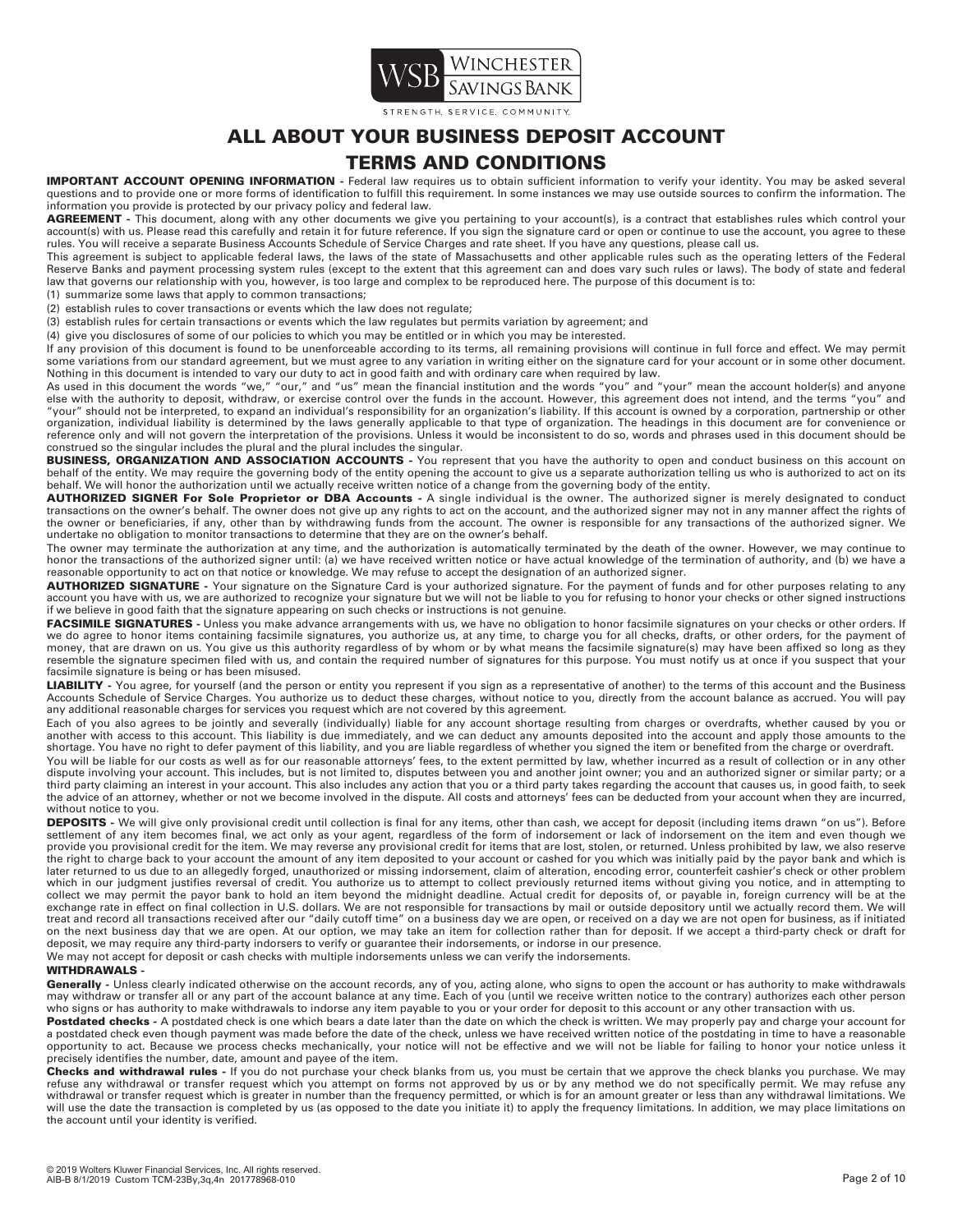# ALL ABOUT YOUR BUSINESS DEPOSIT ACCOUNT
# TERMS AND CONDITIONS

**IMPORTANT ACCOUNT OPENING INFORMATION -** Federal law requires us to obtain sufficient information to verify your identity. You may be asked several questions and to provide one or more forms of identification to fulfill this requirement. In some instances we may use outside sources to confirm the information. The information you provide is protected by our privacy policy and federal law.

**AGREEMENT -** This document, along with any other documents we give you pertaining to your account(s), is a contract that establishes rules which control your account(s) with us. Please read this carefully and retain it for future reference. If you sign the signature card or open or continue to use the account, you agree to these rules. You will receive a separate Business Accounts Schedule of Service Charges and rate sheet. If you have any questions, please call us.

This agreement is subject to applicable federal laws, the laws of the state of Massachusetts and other applicable rules such as the operating letters of the Federal Reserve Banks and payment processing system rules (except to the extent that this agreement can and does vary such rules or laws). The body of state and federal law that governs our relationship with you, however, is too large and complex to be reproduced here. The purpose of this document is to:

(1) summarize some laws that apply to common transactions;

(2) establish rules to cover transactions or events which the law does not regulate;

(3) establish rules for certain transactions or events which the law regulates but permits variation by agreement; and

(4) give you disclosures of some of our policies to which you may be entitled or in which you may be interested.

If any provision of this document is found to be unenforceable according to its terms, all remaining provisions will continue in full force and effect. We may permit some variations from our standard agreement, but we must agree to any variation in writing either on the signature card for your account or in some other document. Nothing in this document is intended to vary our duty to act in good faith and with ordinary care when required by law.

As used in this document the words "we," "our," and "us" mean the financial institution and the words "you" and "your" mean the account holder(s) and anyone else with the authority to deposit, withdraw, or exercise control over the funds in the account. However, this agreement does not intend, and the terms "you" and "your" should not be interpreted, to expand an individual's responsibility for an organization's liability. If this account is owned by a corporation, partnership or other organization, individual liability is determined by the laws generally applicable to that type of organization. The headings in this document are for convenience or reference only and will not govern the interpretation of the provisions. Unless it would be inconsistent to do so, words and phrases used in this document should be construed so the singular includes the plural and the plural includes the singular.

**BUSINESS, ORGANIZATION AND ASSOCIATION ACCOUNTS -** You represent that you have the authority to open and conduct business on this account on behalf of the entity. We may require the governing body of the entity opening the account to give us a separate authorization telling us who is authorized to act on its behalf. We will honor the authorization until we actually receive written notice of a change from the governing body of the entity.

**AUTHORIZED SIGNER For Sole Proprietor or DBA Accounts -** A single individual is the owner. The authorized signer is merely designated to conduct transactions on the owner's behalf. The owner does not give up any rights to act on the account, and the authorized signer may not in any manner affect the rights of the owner or beneficiaries, if any, other than by withdrawing funds from the account. The owner is responsible for any transactions of the authorized signer. We undertake no obligation to monitor transactions to determine that they are on the owner's behalf.

The owner may terminate the authorization at any time, and the authorization is automatically terminated by the death of the owner. However, we may continue to honor the transactions of the authorized signer until: (a) we have received written notice or have actual knowledge of the termination of authority, and (b) we have a reasonable opportunity to act on that notice or knowledge. We may refuse to accept the designation of an authorized signer.

**AUTHORIZED SIGNATURE -** Your signature on the Signature Card is your authorized signature. For the payment of funds and for other purposes relating to any account you have with us, we are authorized to recognize your signature but we will not be liable to you for refusing to honor your checks or other signed instructions if we believe in good faith that the signature appearing on such checks or instructions is not genuine.

**FACSIMILE SIGNATURES -** Unless you make advance arrangements with us, we have no obligation to honor facsimile signatures on your checks or other orders. If we do agree to honor items containing facsimile signatures, you authorize us, at any time, to charge you for all checks, drafts, or other orders, for the payment of money, that are drawn on us. You give us this authority regardless of by whom or by what means the facsimile signature(s) may have been affixed so long as they resemble the signature specimen filed with us, and contain the required number of signatures for this purpose. You must notify us at once if you suspect that your facsimile signature is being or has been misused.

**LIABILITY -** You agree, for yourself (and the person or entity you represent if you sign as a representative of another) to the terms of this account and the Business Accounts Schedule of Service Charges. You authorize us to deduct these charges, without notice to you, directly from the account balance as accrued. You will pay any additional reasonable charges for services you request which are not covered by this agreement.

Each of you also agrees to be jointly and severally (individually) liable for any account shortage resulting from charges or overdrafts, whether caused by you or another with access to this account. This liability is due immediately, and we can deduct any amounts deposited into the account and apply those amounts to the shortage. You have no right to defer payment of this liability, and you are liable regardless of whether you signed the item or benefited from the charge or overdraft.

You will be liable for our costs as well as for our reasonable attorneys' fees, to the extent permitted by law, whether incurred as a result of collection or in any other dispute involving your account. This includes, but is not limited to, disputes between you and another joint owner; you and an authorized signer or similar party; or a third party claiming an interest in your account. This also includes any action that you or a third party takes regarding the account that causes us, in good faith, to seek the advice of an attorney, whether or not we become involved in the dispute. All costs and attorneys' fees can be deducted from your account when they are incurred, without notice to you.

**DEPOSITS -** We will give only provisional credit until collection is final for any items, other than cash, we accept for deposit (including items drawn "on us"). Before settlement of any item becomes final, we act only as your agent, regardless of the form of indorsement or lack of indorsement on the item and even though we provide you provisional credit for the item. We may reverse any provisional credit for items that are lost, stolen, or returned. Unless prohibited by law, we also reserve the right to charge back to your account the amount of any item deposited to your account or cashed for you which was initially paid by the payor bank and which is later returned to us due to an allegedly forged, unauthorized or missing indorsement, claim of alteration, encoding error, counterfeit cashier's check or other problem which in our judgment justifies reversal of credit. You authorize us to attempt to collect previously returned items without giving you notice, and in attempting to collect we may permit the payor bank to hold an item beyond the midnight deadline. Actual credit for deposits of, or payable in, foreign currency will be at the exchange rate in effect on final collection in U.S. dollars. We are not responsible for transactions by mail or outside depository until we actually record them. We will treat and record all transactions received after our "daily cutoff time" on a business day we are open, or received on a day we are not open for business, as if initiated on the next business day that we are open. At our option, we may take an item for collection rather than for deposit. If we accept a third-party check or draft for deposit, we may require any third-party indorsers to verify or guarantee their indorsements, or indorse in our presence.

We may not accept for deposit or cash checks with multiple indorsements unless we can verify the indorsements.

**WITHDRAWALS -**

**Generally -** Unless clearly indicated otherwise on the account records, any of you, acting alone, who signs to open the account or has authority to make withdrawals may withdraw or transfer all or any part of the account balance at any time. Each of you (until we receive written notice to the contrary) authorizes each other person who signs or has authority to make withdrawals to indorse any item payable to you or your order for deposit to this account or any other transaction with us.

**Postdated checks -** A postdated check is one which bears a date later than the date on which the check is written. We may properly pay and charge your account for a postdated check even though payment was made before the date of the check, unless we have received written notice of the postdating in time to have a reasonable opportunity to act. Because we process checks mechanically, your notice will not be effective and we will not be liable for failing to honor your notice unless it precisely identifies the number, date, amount and payee of the item.

**Checks and withdrawal rules -** If you do not purchase your check blanks from us, you must be certain that we approve the check blanks you purchase. We may refuse any withdrawal or transfer request which you attempt on forms not approved by us or by any method we do not specifically permit. We may refuse any withdrawal or transfer request which is greater in number than the frequency permitted, or which is for an amount greater or less than any withdrawal limitations. We will use the date the transaction is completed by us (as opposed to the date you initiate it) to apply the frequency limitations. In addition, we may place limitations on the account until your identity is verified.

© 2019 Wolters Kluwer Financial Services, Inc. All rights reserved.
AIB-B 8/1/2019 Custom TCM-23By,3q,4n 201778968-010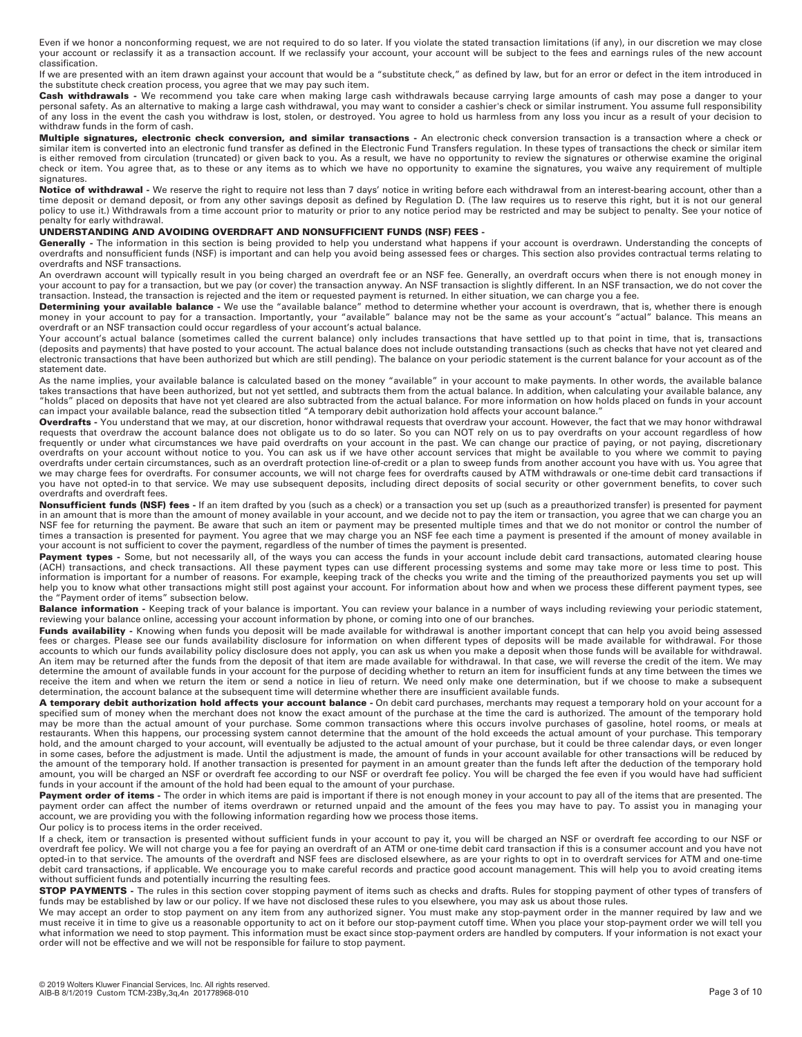Even if we honor a nonconforming request, we are not required to do so later. If you violate the stated transaction limitations (if any), in our discretion we may close your account or reclassify it as a transaction account. If we reclassify your account, your account will be subject to the fees and earnings rules of the new account classification.

If we are presented with an item drawn against your account that would be a "substitute check," as defined by law, but for an error or defect in the item introduced in the substitute check creation process, you agree that we may pay such item.

**Cash withdrawals -** We recommend you take care when making large cash withdrawals because carrying large amounts of cash may pose a danger to your personal safety. As an alternative to making a large cash withdrawal, you may want to consider a cashier's check or similar instrument. You assume full responsibility of any loss in the event the cash you withdraw is lost, stolen, or destroyed. You agree to hold us harmless from any loss you incur as a result of your decision to withdraw funds in the form of cash.

**Multiple signatures, electronic check conversion, and similar transactions -** An electronic check conversion transaction is a transaction where a check or similar item is converted into an electronic fund transfer as defined in the Electronic Fund Transfers regulation. In these types of transactions the check or similar item is either removed from circulation (truncated) or given back to you. As a result, we have no opportunity to review the signatures or otherwise examine the original check or item. You agree that, as to these or any items as to which we have no opportunity to examine the signatures, you waive any requirement of multiple signatures.

**Notice of withdrawal -** We reserve the right to require not less than 7 days' notice in writing before each withdrawal from an interest-bearing account, other than a time deposit or demand deposit, or from any other savings deposit as defined by Regulation D. (The law requires us to reserve this right, but it is not our general policy to use it.) Withdrawals from a time account prior to maturity or prior to any notice period may be restricted and may be subject to penalty. See your notice of penalty for early withdrawal.

**UNDERSTANDING AND AVOIDING OVERDRAFT AND NONSUFFICIENT FUNDS (NSF) FEES -**

**Generally -** The information in this section is being provided to help you understand what happens if your account is overdrawn. Understanding the concepts of overdrafts and nonsufficient funds (NSF) is important and can help you avoid being assessed fees or charges. This section also provides contractual terms relating to overdrafts and NSF transactions.

An overdrawn account will typically result in you being charged an overdraft fee or an NSF fee. Generally, an overdraft occurs when there is not enough money in your account to pay for a transaction, but we pay (or cover) the transaction anyway. An NSF transaction is slightly different. In an NSF transaction, we do not cover the transaction. Instead, the transaction is rejected and the item or requested payment is returned. In either situation, we can charge you a fee.

**Determining your available balance -** We use the "available balance" method to determine whether your account is overdrawn, that is, whether there is enough money in your account to pay for a transaction. Importantly, your "available" balance may not be the same as your account's "actual" balance. This means an overdraft or an NSF transaction could occur regardless of your account's actual balance.

Your account's actual balance (sometimes called the current balance) only includes transactions that have settled up to that point in time, that is, transactions (deposits and payments) that have posted to your account. The actual balance does not include outstanding transactions (such as checks that have not yet cleared and electronic transactions that have been authorized but which are still pending). The balance on your periodic statement is the current balance for your account as of the statement date.

As the name implies, your available balance is calculated based on the money "available" in your account to make payments. In other words, the available balance takes transactions that have been authorized, but not yet settled, and subtracts them from the actual balance. In addition, when calculating your available balance, any "holds" placed on deposits that have not yet cleared are also subtracted from the actual balance. For more information on how holds placed on funds in your account can impact your available balance, read the subsection titled "A temporary debit authorization hold affects your account balance."

**Overdrafts -** You understand that we may, at our discretion, honor withdrawal requests that overdraw your account. However, the fact that we may honor withdrawal requests that overdraw the account balance does not obligate us to do so later. So you can NOT rely on us to pay overdrafts on your account regardless of how frequently or under what circumstances we have paid overdrafts on your account in the past. We can change our practice of paying, or not paying, discretionary overdrafts on your account without notice to you. You can ask us if we have other account services that might be available to you where we commit to paying overdrafts under certain circumstances, such as an overdraft protection line-of-credit or a plan to sweep funds from another account you have with us. You agree that we may charge fees for overdrafts. For consumer accounts, we will not charge fees for overdrafts caused by ATM withdrawals or one-time debit card transactions if you have not opted-in to that service. We may use subsequent deposits, including direct deposits of social security or other government benefits, to cover such overdrafts and overdraft fees.

**Nonsufficient funds (NSF) fees -** If an item drafted by you (such as a check) or a transaction you set up (such as a preauthorized transfer) is presented for payment in an amount that is more than the amount of money available in your account, and we decide not to pay the item or transaction, you agree that we can charge you an NSF fee for returning the payment. Be aware that such an item or payment may be presented multiple times and that we do not monitor or control the number of times a transaction is presented for payment. You agree that we may charge you an NSF fee each time a payment is presented if the amount of money available in your account is not sufficient to cover the payment, regardless of the number of times the payment is presented.

**Payment types -** Some, but not necessarily all, of the ways you can access the funds in your account include debit card transactions, automated clearing house (ACH) transactions, and check transactions. All these payment types can use different processing systems and some may take more or less time to post. This information is important for a number of reasons. For example, keeping track of the checks you write and the timing of the preauthorized payments you set up will help you to know what other transactions might still post against your account. For information about how and when we process these different payment types, see the "Payment order of items" subsection below.

**Balance information -** Keeping track of your balance is important. You can review your balance in a number of ways including reviewing your periodic statement, reviewing your balance online, accessing your account information by phone, or coming into one of our branches.

**Funds availability -** Knowing when funds you deposit will be made available for withdrawal is another important concept that can help you avoid being assessed fees or charges. Please see our funds availability disclosure for information on when different types of deposits will be made available for withdrawal. For those accounts to which our funds availability policy disclosure does not apply, you can ask us when you make a deposit when those funds will be available for withdrawal. An item may be returned after the funds from the deposit of that item are made available for withdrawal. In that case, we will reverse the credit of the item. We may determine the amount of available funds in your account for the purpose of deciding whether to return an item for insufficient funds at any time between the times we receive the item and when we return the item or send a notice in lieu of return. We need only make one determination, but if we choose to make a subsequent determination, the account balance at the subsequent time will determine whether there are insufficient available funds.

**A temporary debit authorization hold affects your account balance -** On debit card purchases, merchants may request a temporary hold on your account for a specified sum of money when the merchant does not know the exact amount of the purchase at the time the card is authorized. The amount of the temporary hold may be more than the actual amount of your purchase. Some common transactions where this occurs involve purchases of gasoline, hotel rooms, or meals at restaurants. When this happens, our processing system cannot determine that the amount of the hold exceeds the actual amount of your purchase. This temporary hold, and the amount charged to your account, will eventually be adjusted to the actual amount of your purchase, but it could be three calendar days, or even longer in some cases, before the adjustment is made. Until the adjustment is made, the amount of funds in your account available for other transactions will be reduced by the amount of the temporary hold. If another transaction is presented for payment in an amount greater than the funds left after the deduction of the temporary hold amount, you will be charged an NSF or overdraft fee according to our NSF or overdraft fee policy. You will be charged the fee even if you would have had sufficient funds in your account if the amount of the hold had been equal to the amount of your purchase.

**Payment order of items -** The order in which items are paid is important if there is not enough money in your account to pay all of the items that are presented. The payment order can affect the number of items overdrawn or returned unpaid and the amount of the fees you may have to pay. To assist you in managing your account, we are providing you with the following information regarding how we process those items.

Our policy is to process items in the order received.

If a check, item or transaction is presented without sufficient funds in your account to pay it, you will be charged an NSF or overdraft fee according to our NSF or overdraft fee policy. We will not charge you a fee for paying an overdraft of an ATM or one-time debit card transaction if this is a consumer account and you have not opted-in to that service. The amounts of the overdraft and NSF fees are disclosed elsewhere, as are your rights to opt in to overdraft services for ATM and one-time debit card transactions, if applicable. We encourage you to make careful records and practice good account management. This will help you to avoid creating items without sufficient funds and potentially incurring the resulting fees.

**STOP PAYMENTS -** The rules in this section cover stopping payment of items such as checks and drafts. Rules for stopping payment of other types of transfers of funds may be established by law or our policy. If we have not disclosed these rules to you elsewhere, you may ask us about those rules.

We may accept an order to stop payment on any item from any authorized signer. You must make any stop-payment order in the manner required by law and we must receive it in time to give us a reasonable opportunity to act on it before our stop-payment cutoff time. When you place your stop-payment order we will tell you what information we need to stop payment. This information must be exact since stop-payment orders are handled by computers. If your information is not exact your order will not be effective and we will not be responsible for failure to stop payment.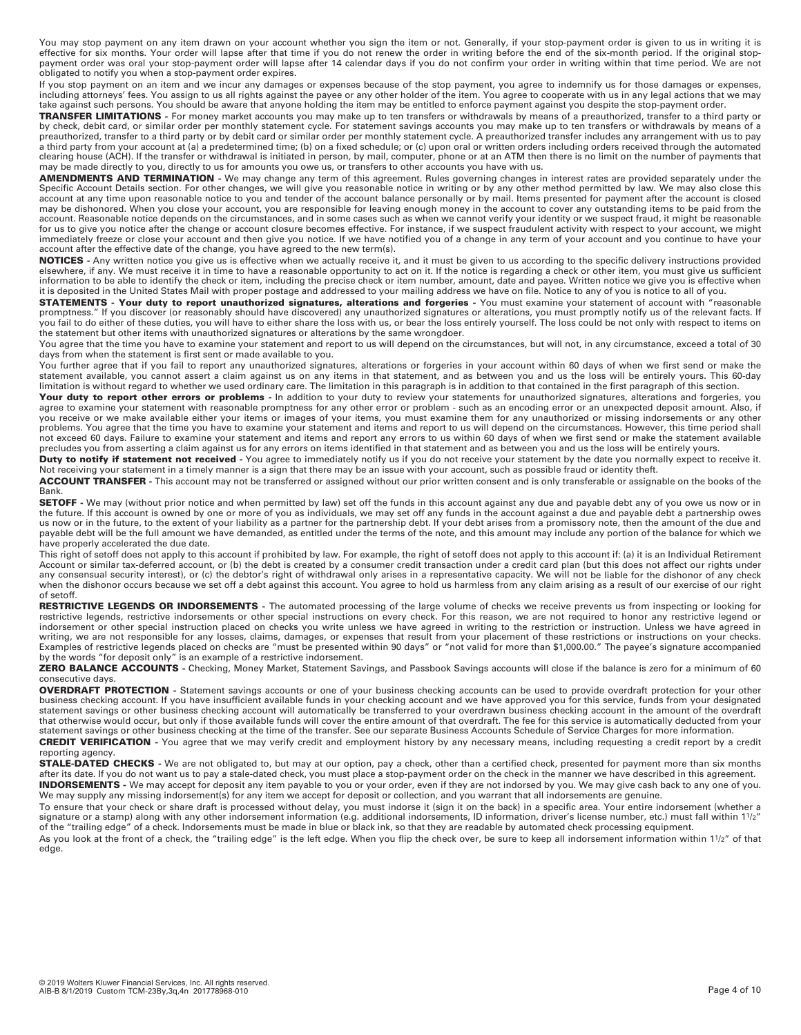You may stop payment on any item drawn on your account whether you sign the item or not. Generally, if your stop-payment order is given to us in writing it is effective for six months. Your order will lapse after that time if you do not renew the order in writing before the end of the six-month period. If the original stop-payment order was oral your stop-payment order will lapse after 14 calendar days if you do not confirm your order in writing within that time period. We are not obligated to notify you when a stop-payment order expires.

If you stop payment on an item and we incur any damages or expenses because of the stop payment, you agree to indemnify us for those damages or expenses, including attorneys' fees. You assign to us all rights against the payee or any other holder of the item. You agree to cooperate with us in any legal actions that we may take against such persons. You should be aware that anyone holding the item may be entitled to enforce payment against you despite the stop-payment order.

**TRANSFER LIMITATIONS -** For money market accounts you may make up to ten transfers or withdrawals by means of a preauthorized, transfer to a third party or by check, debit card, or similar order per monthly statement cycle. For statement savings accounts you may make up to ten transfers or withdrawals by means of a preauthorized, transfer to a third party or by debit card or similar order per monthly statement cycle. A preauthorized transfer includes any arrangement with us to pay a third party from your account at (a) a predetermined time; (b) on a fixed schedule; or (c) upon oral or written orders including orders received through the automated clearing house (ACH). If the transfer or withdrawal is initiated in person, by mail, computer, phone or at an ATM then there is no limit on the number of payments that may be made directly to you, directly to us for amounts you owe us, or transfers to other accounts you have with us.

**AMENDMENTS AND TERMINATION -** We may change any term of this agreement. Rules governing changes in interest rates are provided separately under the Specific Account Details section. For other changes, we will give you reasonable notice in writing or by any other method permitted by law. We may also close this account at any time upon reasonable notice to you and tender of the account balance personally or by mail. Items presented for payment after the account is closed may be dishonored. When you close your account, you are responsible for leaving enough money in the account to cover any outstanding items to be paid from the account. Reasonable notice depends on the circumstances, and in some cases such as when we cannot verify your identity or we suspect fraud, it might be reasonable for us to give you notice after the change or account closure becomes effective. For instance, if we suspect fraudulent activity with respect to your account, we might immediately freeze or close your account and then give you notice. If we have notified you of a change in any term of your account and you continue to have your account after the effective date of the change, you have agreed to the new term(s).

**NOTICES -** Any written notice you give us is effective when we actually receive it, and it must be given to us according to the specific delivery instructions provided elsewhere, if any. We must receive it in time to have a reasonable opportunity to act on it. If the notice is regarding a check or other item, you must give us sufficient information to be able to identify the check or item, including the precise check or item number, amount, date and payee. Written notice we give you is effective when it is deposited in the United States Mail with proper postage and addressed to your mailing address we have on file. Notice to any of you is notice to all of you.

**STATEMENTS - Your duty to report unauthorized signatures, alterations and forgeries -** You must examine your statement of account with "reasonable promptness." If you discover (or reasonably should have discovered) any unauthorized signatures or alterations, you must promptly notify us of the relevant facts. If you fail to do either of these duties, you will have to either share the loss with us, or bear the loss entirely yourself. The loss could be not only with respect to items on the statement but other items with unauthorized signatures or alterations by the same wrongdoer.

You agree that the time you have to examine your statement and report to us will depend on the circumstances, but will not, in any circumstance, exceed a total of 30 days from when the statement is first sent or made available to you.

You further agree that if you fail to report any unauthorized signatures, alterations or forgeries in your account within 60 days of when we first send or make the statement available, you cannot assert a claim against us on any items in that statement, and as between you and us the loss will be entirely yours. This 60-day limitation is without regard to whether we used ordinary care. The limitation in this paragraph is in addition to that contained in the first paragraph of this section.

**Your duty to report other errors or problems -** In addition to your duty to review your statements for unauthorized signatures, alterations and forgeries, you agree to examine your statement with reasonable promptness for any other error or problem - such as an encoding error or an unexpected deposit amount. Also, if you receive or we make available either your items or images of your items, you must examine them for any unauthorized or missing indorsements or any other problems. You agree that the time you have to examine your statement and items and report to us will depend on the circumstances. However, this time period shall not exceed 60 days. Failure to examine your statement and items and report any errors to us within 60 days of when we first send or make the statement available precludes you from asserting a claim against us for any errors on items identified in that statement and as between you and us the loss will be entirely yours.

**Duty to notify if statement not received -** You agree to immediately notify us if you do not receive your statement by the date you normally expect to receive it. Not receiving your statement in a timely manner is a sign that there may be an issue with your account, such as possible fraud or identity theft.

**ACCOUNT TRANSFER -** This account may not be transferred or assigned without our prior written consent and is only transferable or assignable on the books of the Bank.

**SETOFF -** We may (without prior notice and when permitted by law) set off the funds in this account against any due and payable debt any of you owe us now or in the future. If this account is owned by one or more of you as individuals, we may set off any funds in the account against a due and payable debt a partnership owes us now or in the future, to the extent of your liability as a partner for the partnership debt. If your debt arises from a promissory note, then the amount of the due and payable debt will be the full amount we have demanded, as entitled under the terms of the note, and this amount may include any portion of the balance for which we have properly accelerated the due date.

This right of setoff does not apply to this account if prohibited by law. For example, the right of setoff does not apply to this account if: (a) it is an Individual Retirement Account or similar tax-deferred account, or (b) the debt is created by a consumer credit transaction under a credit card plan (but this does not affect our rights under any consensual security interest), or (c) the debtor's right of withdrawal only arises in a representative capacity. We will not be liable for the dishonor of any check when the dishonor occurs because we set off a debt against this account. You agree to hold us harmless from any claim arising as a result of our exercise of our right of setoff.

**RESTRICTIVE LEGENDS OR INDORSEMENTS -** The automated processing of the large volume of checks we receive prevents us from inspecting or looking for restrictive legends, restrictive indorsements or other special instructions on every check. For this reason, we are not required to honor any restrictive legend or indorsement or other special instruction placed on checks you write unless we have agreed in writing to the restriction or instruction. Unless we have agreed in writing, we are not responsible for any losses, claims, damages, or expenses that result from your placement of these restrictions or instructions on your checks. Examples of restrictive legends placed on checks are "must be presented within 90 days" or "not valid for more than $1,000.00." The payee's signature accompanied by the words "for deposit only" is an example of a restrictive indorsement.

**ZERO BALANCE ACCOUNTS -** Checking, Money Market, Statement Savings, and Passbook Savings accounts will close if the balance is zero for a minimum of 60 consecutive days.

**OVERDRAFT PROTECTION -** Statement savings accounts or one of your business checking accounts can be used to provide overdraft protection for your other business checking account. If you have insufficient available funds in your checking account and we have approved you for this service, funds from your designated statement savings or other business checking account will automatically be transferred to your overdrawn business checking account in the amount of the overdraft that otherwise would occur, but only if those available funds will cover the entire amount of that overdraft. The fee for this service is automatically deducted from your statement savings or other business checking at the time of the transfer. See our separate Business Accounts Schedule of Service Charges for more information.

**CREDIT VERIFICATION -** You agree that we may verify credit and employment history by any necessary means, including requesting a credit report by a credit reporting agency.

**STALE-DATED CHECKS -** We are not obligated to, but may at our option, pay a check, other than a certified check, presented for payment more than six months after its date. If you do not want us to pay a stale-dated check, you must place a stop-payment order on the check in the manner we have described in this agreement.

**INDORSEMENTS -** We may accept for deposit any item payable to you or your order, even if they are not indorsed by you. We may give cash back to any one of you. We may supply any missing indorsement(s) for any item we accept for deposit or collection, and you warrant that all indorsements are genuine.

To ensure that your check or share draft is processed without delay, you must indorse it (sign it on the back) in a specific area. Your entire indorsement (whether a signature or a stamp) along with any other indorsement information (e.g. additional indorsements, ID information, driver's license number, etc.) must fall within 1½" of the "trailing edge" of a check. Indorsements must be made in blue or black ink, so that they are readable by automated check processing equipment.

As you look at the front of a check, the "trailing edge" is the left edge. When you flip the check over, be sure to keep all indorsement information within 1½" of that edge.

© 2019 Wolters Kluwer Financial Services, Inc. All rights reserved.
AIB-B 8/1/2019 Custom TCM-23By,3q,4n 201778968-010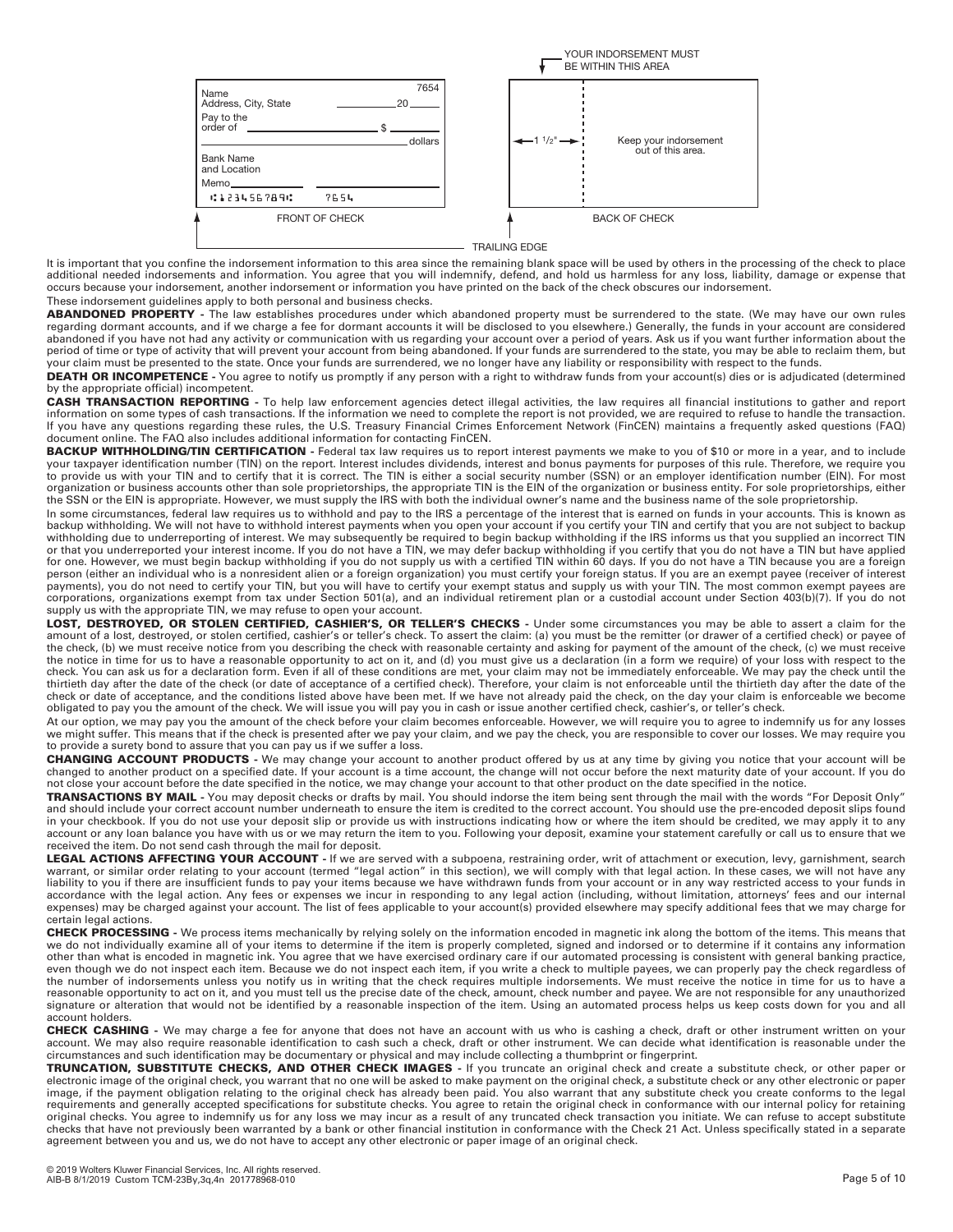YOUR INDORSEMENT MUST BE WITHIN THIS AREA

| FRONT OF CHECK | BACK OF CHECK |
|---|---|
| Name<br>Address, City, State ______ 20 ____ 7654<br>Pay to the order of ____________ $ ______<br>____________ dollars<br>Bank Name and Location<br>Memo ______<br>⑆123456789⑆ 7654 | ← 1 1/2" → \| Keep your indorsement out of this area. |

TRAILING EDGE

It is important that you confine the indorsement information to this area since the remaining blank space will be used by others in the processing of the check to place additional needed indorsements and information. You agree that you will indemnify, defend, and hold us harmless for any loss, liability, damage or expense that occurs because your indorsement, another indorsement or information you have printed on the back of the check obscures our indorsement.

These indorsement guidelines apply to both personal and business checks.

**ABANDONED PROPERTY -** The law establishes procedures under which abandoned property must be surrendered to the state. (We may have our own rules regarding dormant accounts, and if we charge a fee for dormant accounts it will be disclosed to you elsewhere.) Generally, the funds in your account are considered abandoned if you have not had any activity or communication with us regarding your account over a period of years. Ask us if you want further information about the period of time or type of activity that will prevent your account from being abandoned. If your funds are surrendered to the state, you may be able to reclaim them, but your claim must be presented to the state. Once your funds are surrendered, we no longer have any liability or responsibility with respect to the funds.

**DEATH OR INCOMPETENCE -** You agree to notify us promptly if any person with a right to withdraw funds from your account(s) dies or is adjudicated (determined by the appropriate official) incompetent.

**CASH TRANSACTION REPORTING -** To help law enforcement agencies detect illegal activities, the law requires all financial institutions to gather and report information on some types of cash transactions. If the information we need to complete the report is not provided, we are required to refuse to handle the transaction. If you have any questions regarding these rules, the U.S. Treasury Financial Crimes Enforcement Network (FinCEN) maintains a frequently asked questions (FAQ) document online. The FAQ also includes additional information for contacting FinCEN.

**BACKUP WITHHOLDING/TIN CERTIFICATION -** Federal tax law requires us to report interest payments we make to you of $10 or more in a year, and to include your taxpayer identification number (TIN) on the report. Interest includes dividends, interest and bonus payments for purposes of this rule. Therefore, we require you to provide us with your TIN and to certify that it is correct. The TIN is either a social security number (SSN) or an employer identification number (EIN). For most organization or business accounts other than sole proprietorships, the appropriate TIN is the EIN of the organization or business entity. For sole proprietorships, either the SSN or the EIN is appropriate. However, we must supply the IRS with both the individual owner's name and the business name of the sole proprietorship.

In some circumstances, federal law requires us to withhold and pay to the IRS a percentage of the interest that is earned on funds in your accounts. This is known as backup withholding. We will not have to withhold interest payments when you open your account if you certify your TIN and certify that you are not subject to backup withholding due to underreporting of interest. We may subsequently be required to begin backup withholding if the IRS informs us that you supplied an incorrect TIN or that you underreported your interest income. If you do not have a TIN, we may defer backup withholding if you certify that you do not have a TIN but have applied for one. However, we must begin backup withholding if you do not supply us with a certified TIN within 60 days. If you do not have a TIN because you are a foreign person (either an individual who is a nonresident alien or a foreign organization) you must certify your foreign status. If you are an exempt payee (receiver of interest payments), you do not need to certify your TIN, but you will have to certify your exempt status and supply us with your TIN. The most common exempt payees are corporations, organizations exempt from tax under Section 501(a), and an individual retirement plan or a custodial account under Section 403(b)(7). If you do not supply us with the appropriate TIN, we may refuse to open your account.

**LOST, DESTROYED, OR STOLEN CERTIFIED, CASHIER'S, OR TELLER'S CHECKS -** Under some circumstances you may be able to assert a claim for the amount of a lost, destroyed, or stolen certified, cashier's or teller's check. To assert the claim: (a) you must be the remitter (or drawer of a certified check) or payee of the check, (b) we must receive notice from you describing the check with reasonable certainty and asking for payment of the amount of the check, (c) we must receive the notice in time for us to have a reasonable opportunity to act on it, and (d) you must give us a declaration (in a form we require) of your loss with respect to the check. You can ask us for a declaration form. Even if all of these conditions are met, your claim may not be immediately enforceable. We may pay the check until the thirtieth day after the date of the check (or date of acceptance of a certified check). Therefore, your claim is not enforceable until the thirtieth day after the date of the check or date of acceptance, and the conditions listed above have been met. If we have not already paid the check, on the day your claim is enforceable we become obligated to pay you the amount of the check. We will issue you will pay you in cash or issue another certified check, cashier's, or teller's check.

At our option, we may pay you the amount of the check before your claim becomes enforceable. However, we will require you to agree to indemnify us for any losses we might suffer. This means that if the check is presented after we pay your claim, and we pay the check, you are responsible to cover our losses. We may require you to provide a surety bond to assure that you can pay us if we suffer a loss.

**CHANGING ACCOUNT PRODUCTS -** We may change your account to another product offered by us at any time by giving you notice that your account will be changed to another product on a specified date. If your account is a time account, the change will not occur before the next maturity date of your account. If you do not close your account before the date specified in the notice, we may change your account to that other product on the date specified in the notice.

**TRANSACTIONS BY MAIL -** You may deposit checks or drafts by mail. You should indorse the item being sent through the mail with the words "For Deposit Only" and should include your correct account number underneath to ensure the item is credited to the correct account. You should use the pre-encoded deposit slips found in your checkbook. If you do not use your deposit slip or provide us with instructions indicating how or where the item should be credited, we may apply it to any account or any loan balance you have with us or we may return the item to you. Following your deposit, examine your statement carefully or call us to ensure that we received the item. Do not send cash through the mail for deposit.

**LEGAL ACTIONS AFFECTING YOUR ACCOUNT -** If we are served with a subpoena, restraining order, writ of attachment or execution, levy, garnishment, search warrant, or similar order relating to your account (termed "legal action" in this section), we will comply with that legal action. In these cases, we will not have any liability to you if there are insufficient funds to pay your items because we have withdrawn funds from your account or in any way restricted access to your funds in accordance with the legal action. Any fees or expenses we incur in responding to any legal action (including, without limitation, attorneys' fees and our internal expenses) may be charged against your account. The list of fees applicable to your account(s) provided elsewhere may specify additional fees that we may charge for certain legal actions.

**CHECK PROCESSING -** We process items mechanically by relying solely on the information encoded in magnetic ink along the bottom of the items. This means that we do not individually examine all of your items to determine if the item is properly completed, signed and indorsed or to determine if it contains any information other than what is encoded in magnetic ink. You agree that we have exercised ordinary care if our automated processing is consistent with general banking practice, even though we do not inspect each item. Because we do not inspect each item, if you write a check to multiple payees, we can properly pay the check regardless of the number of indorsements unless you notify us in writing that the check requires multiple indorsements. We must receive the notice in time for us to have a reasonable opportunity to act on it, and you must tell us the precise date of the check, amount, check number and payee. We are not responsible for any unauthorized signature or alteration that would not be identified by a reasonable inspection of the item. Using an automated process helps us keep costs down for you and all account holders.

**CHECK CASHING -** We may charge a fee for anyone that does not have an account with us who is cashing a check, draft or other instrument written on your account. We may also require reasonable identification to cash such a check, draft or other instrument. We can decide what identification is reasonable under the circumstances and such identification may be documentary or physical and may include collecting a thumbprint or fingerprint.

**TRUNCATION, SUBSTITUTE CHECKS, AND OTHER CHECK IMAGES -** If you truncate an original check and create a substitute check, or other paper or electronic image of the original check, you warrant that no one will be asked to make payment on the original check, a substitute check or any other electronic or paper image, if the payment obligation relating to the original check has already been paid. You also warrant that any substitute check you create conforms to the legal requirements and generally accepted specifications for substitute checks. You agree to retain the original check in conformance with our internal policy for retaining original checks. You agree to indemnify us for any loss we may incur as a result of any truncated check transaction you initiate. We can refuse to accept substitute checks that have not previously been warranted by a bank or other financial institution in conformance with the Check 21 Act. Unless specifically stated in a separate agreement between you and us, we do not have to accept any other electronic or paper image of an original check.

© 2019 Wolters Kluwer Financial Services, Inc. All rights reserved.
AIB-B 8/1/2019 Custom TCM-23By,3q,4n 201778968-010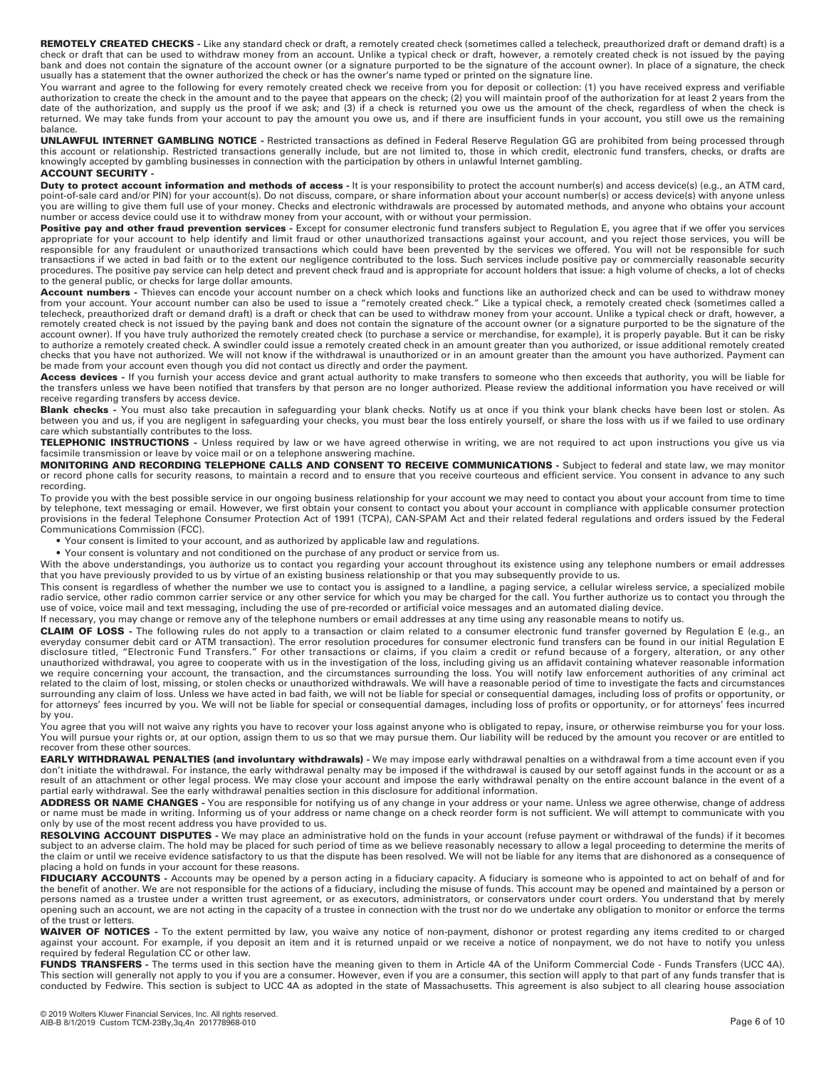**REMOTELY CREATED CHECKS -** Like any standard check or draft, a remotely created check (sometimes called a telecheck, preauthorized draft or demand draft) is a check or draft that can be used to withdraw money from an account. Unlike a typical check or draft, however, a remotely created check is not issued by the paying bank and does not contain the signature of the account owner (or a signature purported to be the signature of the account owner). In place of a signature, the check usually has a statement that the owner authorized the check or has the owner's name typed or printed on the signature line.

You warrant and agree to the following for every remotely created check we receive from you for deposit or collection: (1) you have received express and verifiable authorization to create the check in the amount and to the payee that appears on the check; (2) you will maintain proof of the authorization for at least 2 years from the date of the authorization, and supply us the proof if we ask; and (3) if a check is returned you owe us the amount of the check, regardless of when the check is returned. We may take funds from your account to pay the amount you owe us, and if there are insufficient funds in your account, you still owe us the remaining balance.

**UNLAWFUL INTERNET GAMBLING NOTICE -** Restricted transactions as defined in Federal Reserve Regulation GG are prohibited from being processed through this account or relationship. Restricted transactions generally include, but are not limited to, those in which credit, electronic fund transfers, checks, or drafts are knowingly accepted by gambling businesses in connection with the participation by others in unlawful Internet gambling.

**ACCOUNT SECURITY -**

**Duty to protect account information and methods of access -** It is your responsibility to protect the account number(s) and access device(s) (e.g., an ATM card, point-of-sale card and/or PIN) for your account(s). Do not discuss, compare, or share information about your account number(s) or access device(s) with anyone unless you are willing to give them full use of your money. Checks and electronic withdrawals are processed by automated methods, and anyone who obtains your account number or access device could use it to withdraw money from your account, with or without your permission.

**Positive pay and other fraud prevention services -** Except for consumer electronic fund transfers subject to Regulation E, you agree that if we offer you services appropriate for your account to help identify and limit fraud or other unauthorized transactions against your account, and you reject those services, you will be responsible for any fraudulent or unauthorized transactions which could have been prevented by the services we offered. You will not be responsible for such transactions if we acted in bad faith or to the extent our negligence contributed to the loss. Such services include positive pay or commercially reasonable security procedures. The positive pay service can help detect and prevent check fraud and is appropriate for account holders that issue: a high volume of checks, a lot of checks to the general public, or checks for large dollar amounts.

**Account numbers -** Thieves can encode your account number on a check which looks and functions like an authorized check and can be used to withdraw money from your account. Your account number can also be used to issue a "remotely created check." Like a typical check, a remotely created check (sometimes called a telecheck, preauthorized draft or demand draft) is a draft or check that can be used to withdraw money from your account. Unlike a typical check or draft, however, a remotely created check is not issued by the paying bank and does not contain the signature of the account owner (or a signature purported to be the signature of the account owner). If you have truly authorized the remotely created check (to purchase a service or merchandise, for example), it is properly payable. But it can be risky to authorize a remotely created check. A swindler could issue a remotely created check in an amount greater than you authorized, or issue additional remotely created checks that you have not authorized. We will not know if the withdrawal is unauthorized or in an amount greater than the amount you have authorized. Payment can be made from your account even though you did not contact us directly and order the payment.

**Access devices -** If you furnish your access device and grant actual authority to make transfers to someone who then exceeds that authority, you will be liable for the transfers unless we have been notified that transfers by that person are no longer authorized. Please review the additional information you have received or will receive regarding transfers by access device.

**Blank checks -** You must also take precaution in safeguarding your blank checks. Notify us at once if you think your blank checks have been lost or stolen. As between you and us, if you are negligent in safeguarding your checks, you must bear the loss entirely yourself, or share the loss with us if we failed to use ordinary care which substantially contributes to the loss.

**TELEPHONIC INSTRUCTIONS -** Unless required by law or we have agreed otherwise in writing, we are not required to act upon instructions you give us via facsimile transmission or leave by voice mail or on a telephone answering machine.

**MONITORING AND RECORDING TELEPHONE CALLS AND CONSENT TO RECEIVE COMMUNICATIONS -** Subject to federal and state law, we may monitor or record phone calls for security reasons, to maintain a record and to ensure that you receive courteous and efficient service. You consent in advance to any such recording.

To provide you with the best possible service in our ongoing business relationship for your account we may need to contact you about your account from time to time by telephone, text messaging or email. However, we first obtain your consent to contact you about your account in compliance with applicable consumer protection provisions in the federal Telephone Consumer Protection Act of 1991 (TCPA), CAN-SPAM Act and their related federal regulations and orders issued by the Federal Communications Commission (FCC).

- Your consent is limited to your account, and as authorized by applicable law and regulations.
- Your consent is voluntary and not conditioned on the purchase of any product or service from us.

With the above understandings, you authorize us to contact you regarding your account throughout its existence using any telephone numbers or email addresses that you have previously provided to us by virtue of an existing business relationship or that you may subsequently provide to us.

This consent is regardless of whether the number we use to contact you is assigned to a landline, a paging service, a cellular wireless service, a specialized mobile radio service, other radio common carrier service or any other service for which you may be charged for the call. You further authorize us to contact you through the use of voice, voice mail and text messaging, including the use of pre-recorded or artificial voice messages and an automated dialing device.

If necessary, you may change or remove any of the telephone numbers or email addresses at any time using any reasonable means to notify us.

**CLAIM OF LOSS -** The following rules do not apply to a transaction or claim related to a consumer electronic fund transfer governed by Regulation E (e.g., an everyday consumer debit card or ATM transaction). The error resolution procedures for consumer electronic fund transfers can be found in our initial Regulation E disclosure titled, "Electronic Fund Transfers." For other transactions or claims, if you claim a credit or refund because of a forgery, alteration, or any other unauthorized withdrawal, you agree to cooperate with us in the investigation of the loss, including giving us an affidavit containing whatever reasonable information we require concerning your account, the transaction, and the circumstances surrounding the loss. You will notify law enforcement authorities of any criminal act related to the claim of lost, missing, or stolen checks or unauthorized withdrawals. We will have a reasonable period of time to investigate the facts and circumstances surrounding any claim of loss. Unless we have acted in bad faith, we will not be liable for special or consequential damages, including loss of profits or opportunity, or for attorneys' fees incurred by you. We will not be liable for special or consequential damages, including loss of profits or opportunity, or for attorneys' fees incurred by you.

You agree that you will not waive any rights you have to recover your loss against anyone who is obligated to repay, insure, or otherwise reimburse you for your loss. You will pursue your rights or, at our option, assign them to us so that we may pursue them. Our liability will be reduced by the amount you recover or are entitled to recover from these other sources.

**EARLY WITHDRAWAL PENALTIES (and involuntary withdrawals) -** We may impose early withdrawal penalties on a withdrawal from a time account even if you don't initiate the withdrawal. For instance, the early withdrawal penalty may be imposed if the withdrawal is caused by our setoff against funds in the account or as a result of an attachment or other legal process. We may close your account and impose the early withdrawal penalty on the entire account balance in the event of a partial early withdrawal. See the early withdrawal penalties section in this disclosure for additional information.

**ADDRESS OR NAME CHANGES -** You are responsible for notifying us of any change in your address or your name. Unless we agree otherwise, change of address or name must be made in writing. Informing us of your address or name change on a check reorder form is not sufficient. We will attempt to communicate with you only by use of the most recent address you have provided to us.

**RESOLVING ACCOUNT DISPUTES -** We may place an administrative hold on the funds in your account (refuse payment or withdrawal of the funds) if it becomes subject to an adverse claim. The hold may be placed for such period of time as we believe reasonably necessary to allow a legal proceeding to determine the merits of the claim or until we receive evidence satisfactory to us that the dispute has been resolved. We will not be liable for any items that are dishonored as a consequence of placing a hold on funds in your account for these reasons.

**FIDUCIARY ACCOUNTS -** Accounts may be opened by a person acting in a fiduciary capacity. A fiduciary is someone who is appointed to act on behalf of and for the benefit of another. We are not responsible for the actions of a fiduciary, including the misuse of funds. This account may be opened and maintained by a person or persons named as a trustee under a written trust agreement, or as executors, administrators, or conservators under court orders. You understand that by merely opening such an account, we are not acting in the capacity of a trustee in connection with the trust nor do we undertake any obligation to monitor or enforce the terms of the trust or letters.

**WAIVER OF NOTICES -** To the extent permitted by law, you waive any notice of non-payment, dishonor or protest regarding any items credited to or charged against your account. For example, if you deposit an item and it is returned unpaid or we receive a notice of nonpayment, we do not have to notify you unless required by federal Regulation CC or other law.

**FUNDS TRANSFERS -** The terms used in this section have the meaning given to them in Article 4A of the Uniform Commercial Code - Funds Transfers (UCC 4A). This section will generally not apply to you if you are a consumer. However, even if you are a consumer, this section will apply to that part of any funds transfer that is conducted by Fedwire. This section is subject to UCC 4A as adopted in the state of Massachusetts. This agreement is also subject to all clearing house association

© 2019 Wolters Kluwer Financial Services, Inc. All rights reserved.
AIB-B 8/1/2019 Custom TCM-23By,3q,4n 201778968-010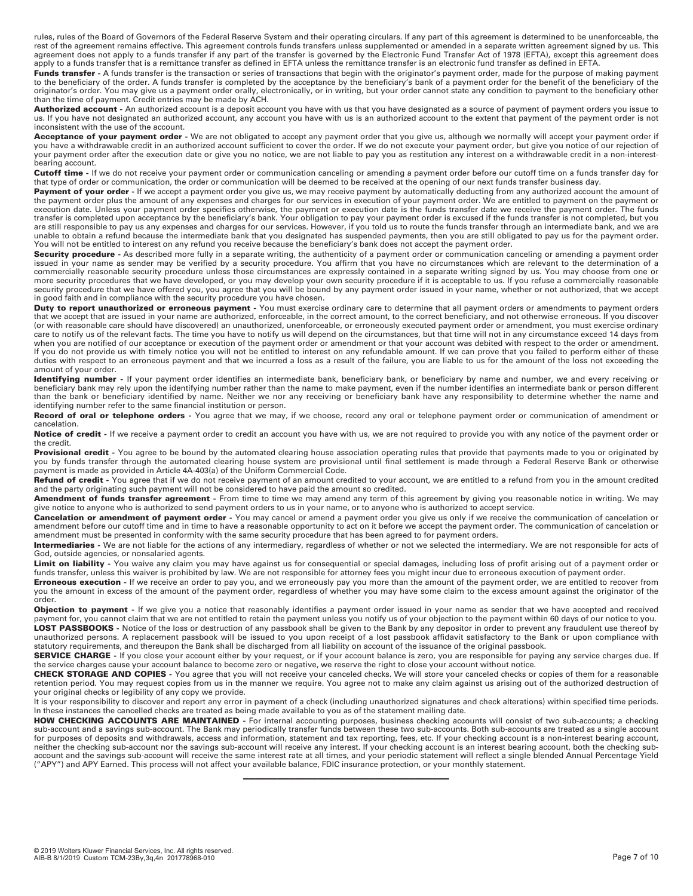rules, rules of the Board of Governors of the Federal Reserve System and their operating circulars. If any part of this agreement is determined to be unenforceable, the rest of the agreement remains effective. This agreement controls funds transfers unless supplemented or amended in a separate written agreement signed by us. This agreement does not apply to a funds transfer if any part of the transfer is governed by the Electronic Fund Transfer Act of 1978 (EFTA), except this agreement does apply to a funds transfer that is a remittance transfer as defined in EFTA unless the remittance transfer is an electronic fund transfer as defined in EFTA.

**Funds transfer -** A funds transfer is the transaction or series of transactions that begin with the originator's payment order, made for the purpose of making payment to the beneficiary of the order. A funds transfer is completed by the acceptance by the beneficiary's bank of a payment order for the benefit of the beneficiary of the originator's order. You may give us a payment order orally, electronically, or in writing, but your order cannot state any condition to payment to the beneficiary other than the time of payment. Credit entries may be made by ACH.

**Authorized account -** An authorized account is a deposit account you have with us that you have designated as a source of payment of payment orders you issue to us. If you have not designated an authorized account, any account you have with us is an authorized account to the extent that payment of the payment order is not inconsistent with the use of the account.

**Acceptance of your payment order -** We are not obligated to accept any payment order that you give us, although we normally will accept your payment order if you have a withdrawable credit in an authorized account sufficient to cover the order. If we do not execute your payment order, but give you notice of our rejection of your payment order after the execution date or give you no notice, we are not liable to pay you as restitution any interest on a withdrawable credit in a non-interest-bearing account.

**Cutoff time -** If we do not receive your payment order or communication canceling or amending a payment order before our cutoff time on a funds transfer day for that type of order or communication, the order or communication will be deemed to be received at the opening of our next funds transfer business day.

**Payment of your order -** If we accept a payment order you give us, we may receive payment by automatically deducting from any authorized account the amount of the payment order plus the amount of any expenses and charges for our services in execution of your payment order. We are entitled to payment on the payment or execution date. Unless your payment order specifies otherwise, the payment or execution date is the funds transfer date we receive the payment order. The funds transfer is completed upon acceptance by the beneficiary's bank. Your obligation to pay your payment order is excused if the funds transfer is not completed, but you are still responsible to pay us any expenses and charges for our services. However, if you told us to route the funds transfer through an intermediate bank, and we are unable to obtain a refund because the intermediate bank that you designated has suspended payments, then you are still obligated to pay us for the payment order. You will not be entitled to interest on any refund you receive because the beneficiary's bank does not accept the payment order.

**Security procedure -** As described more fully in a separate writing, the authenticity of a payment order or communication canceling or amending a payment order issued in your name as sender may be verified by a security procedure. You affirm that you have no circumstances which are relevant to the determination of a commercially reasonable security procedure unless those circumstances are expressly contained in a separate writing signed by us. You may choose from one or more security procedures that we have developed, or you may develop your own security procedure if it is acceptable to us. If you refuse a commercially reasonable security procedure that we have offered you, you agree that you will be bound by any payment order issued in your name, whether or not authorized, that we accept in good faith and in compliance with the security procedure you have chosen.

**Duty to report unauthorized or erroneous payment -** You must exercise ordinary care to determine that all payment orders or amendments to payment orders that we accept that are issued in your name are authorized, enforceable, in the correct amount, to the correct beneficiary, and not otherwise erroneous. If you discover (or with reasonable care should have discovered) an unauthorized, unenforceable, or erroneously executed payment order or amendment, you must exercise ordinary care to notify us of the relevant facts. The time you have to notify us will depend on the circumstances, but that time will not in any circumstance exceed 14 days from when you are notified of our acceptance or execution of the payment order or amendment or that your account was debited with respect to the order or amendment. If you do not provide us with timely notice you will not be entitled to interest on any refundable amount. If we can prove that you failed to perform either of these duties with respect to an erroneous payment and that we incurred a loss as a result of the failure, you are liable to us for the amount of the loss not exceeding the amount of your order.

**Identifying number -** If your payment order identifies an intermediate bank, beneficiary bank, or beneficiary by name and number, we and every receiving or beneficiary bank may rely upon the identifying number rather than the name to make payment, even if the number identifies an intermediate bank or person different than the bank or beneficiary identified by name. Neither we nor any receiving or beneficiary bank have any responsibility to determine whether the name and identifying number refer to the same financial institution or person.

**Record of oral or telephone orders -** You agree that we may, if we choose, record any oral or telephone payment order or communication of amendment or cancelation.

**Notice of credit -** If we receive a payment order to credit an account you have with us, we are not required to provide you with any notice of the payment order or the credit.

**Provisional credit -** You agree to be bound by the automated clearing house association operating rules that provide that payments made to you or originated by you by funds transfer through the automated clearing house system are provisional until final settlement is made through a Federal Reserve Bank or otherwise payment is made as provided in Article 4A-403(a) of the Uniform Commercial Code.

**Refund of credit -** You agree that if we do not receive payment of an amount credited to your account, we are entitled to a refund from you in the amount credited and the party originating such payment will not be considered to have paid the amount so credited.

**Amendment of funds transfer agreement -** From time to time we may amend any term of this agreement by giving you reasonable notice in writing. We may give notice to anyone who is authorized to send payment orders to us in your name, or to anyone who is authorized to accept service.

**Cancelation or amendment of payment order -** You may cancel or amend a payment order you give us only if we receive the communication of cancelation or amendment before our cutoff time and in time to have a reasonable opportunity to act on it before we accept the payment order. The communication of cancelation or amendment must be presented in conformity with the same security procedure that has been agreed to for payment orders.

**Intermediaries -** We are not liable for the actions of any intermediary, regardless of whether or not we selected the intermediary. We are not responsible for acts of God, outside agencies, or nonsalaried agents.

**Limit on liability -** You waive any claim you may have against us for consequential or special damages, including loss of profit arising out of a payment order or funds transfer, unless this waiver is prohibited by law. We are not responsible for attorney fees you might incur due to erroneous execution of payment order.

**Erroneous execution -** If we receive an order to pay you, and we erroneously pay you more than the amount of the payment order, we are entitled to recover from you the amount in excess of the amount of the payment order, regardless of whether you may have some claim to the excess amount against the originator of the order.

**Objection to payment -** If we give you a notice that reasonably identifies a payment order issued in your name as sender that we have accepted and received payment for, you cannot claim that we are not entitled to retain the payment unless you notify us of your objection to the payment within 60 days of our notice to you.

**LOST PASSBOOKS -** Notice of the loss or destruction of any passbook shall be given to the Bank by any depositor in order to prevent any fraudulent use thereof by unauthorized persons. A replacement passbook will be issued to you upon receipt of a lost passbook affidavit satisfactory to the Bank or upon compliance with statutory requirements, and thereupon the Bank shall be discharged from all liability on account of the issuance of the original passbook.

**SERVICE CHARGE -** If you close your account either by your request, or if your account balance is zero, you are responsible for paying any service charges due. If the service charges cause your account balance to become zero or negative, we reserve the right to close your account without notice.

**CHECK STORAGE AND COPIES -** You agree that you will not receive your canceled checks. We will store your canceled checks or copies of them for a reasonable retention period. You may request copies from us in the manner we require. You agree not to make any claim against us arising out of the authorized destruction of your original checks or legibility of any copy we provide.

It is your responsibility to discover and report any error in payment of a check (including unauthorized signatures and check alterations) within specified time periods. In these instances the cancelled checks are treated as being made available to you as of the statement mailing date.

**HOW CHECKING ACCOUNTS ARE MAINTAINED -** For internal accounting purposes, business checking accounts will consist of two sub-accounts; a checking sub-account and a savings sub-account. The Bank may periodically transfer funds between these two sub-accounts. Both sub-accounts are treated as a single account for purposes of deposits and withdrawals, access and information, statement and tax reporting, fees, etc. If your checking account is a non-interest bearing account, neither the checking sub-account nor the savings sub-account will receive any interest. If your checking account is an interest bearing account, both the checking sub-account and the savings sub-account will receive the same interest rate at all times, and your periodic statement will reflect a single blended Annual Percentage Yield ("APY") and APY Earned. This process will not affect your available balance, FDIC insurance protection, or your monthly statement.

---

© 2019 Wolters Kluwer Financial Services, Inc. All rights reserved.
AIB-B 8/1/2019 Custom TCM-23By,3q,4n 201778968-010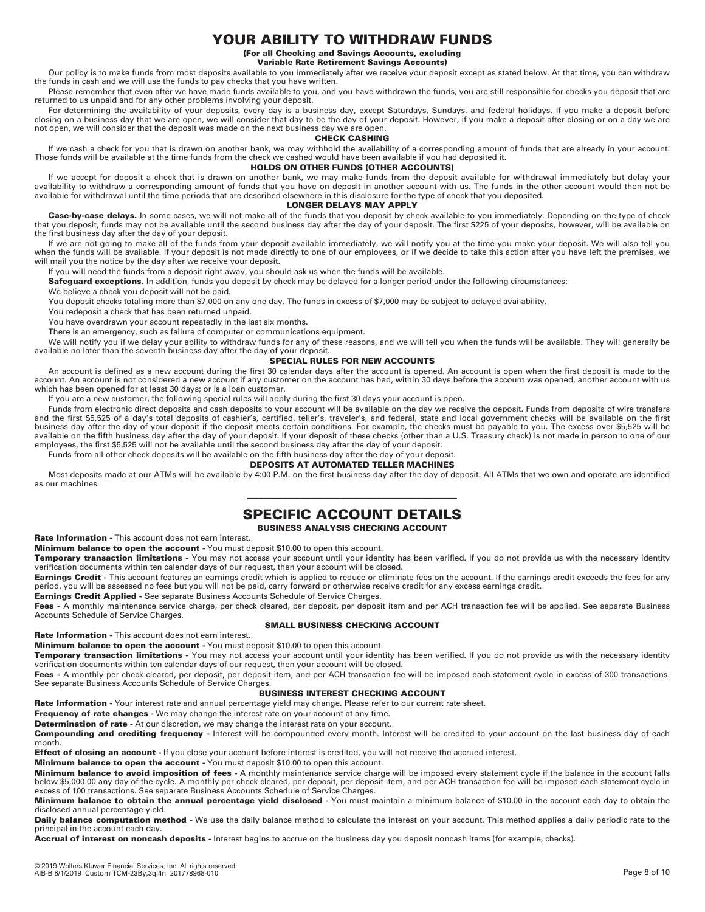# YOUR ABILITY TO WITHDRAW FUNDS

**(For all Checking and Savings Accounts, excluding Variable Rate Retirement Savings Accounts)**

Our policy is to make funds from most deposits available to you immediately after we receive your deposit except as stated below. At that time, you can withdraw the funds in cash and we will use the funds to pay checks that you have written.

Please remember that even after we have made funds available to you, and you have withdrawn the funds, you are still responsible for checks you deposit that are returned to us unpaid and for any other problems involving your deposit.

For determining the availability of your deposits, every day is a business day, except Saturdays, Sundays, and federal holidays. If you make a deposit before closing on a business day that we are open, we will consider that day to be the day of your deposit. However, if you make a deposit after closing or on a day we are not open, we will consider that the deposit was made on the next business day we are open.

### CHECK CASHING

If we cash a check for you that is drawn on another bank, we may withhold the availability of a corresponding amount of funds that are already in your account. Those funds will be available at the time funds from the check we cashed would have been available if you had deposited it.

### HOLDS ON OTHER FUNDS (OTHER ACCOUNTS)

If we accept for deposit a check that is drawn on another bank, we may make funds from the deposit available for withdrawal immediately but delay your availability to withdraw a corresponding amount of funds that you have on deposit in another account with us. The funds in the other account would then not be available for withdrawal until the time periods that are described elsewhere in this disclosure for the type of check that you deposited.

### LONGER DELAYS MAY APPLY

**Case-by-case delays.** In some cases, we will not make all of the funds that you deposit by check available to you immediately. Depending on the type of check that you deposit, funds may not be available until the second business day after the day of your deposit. The first $225 of your deposits, however, will be available on the first business day after the day of your deposit.

If we are not going to make all of the funds from your deposit available immediately, we will notify you at the time you make your deposit. We will also tell you when the funds will be available. If your deposit is not made directly to one of our employees, or if we decide to take this action after you have left the premises, we will mail you the notice by the day after we receive your deposit.

If you will need the funds from a deposit right away, you should ask us when the funds will be available.

**Safeguard exceptions.** In addition, funds you deposit by check may be delayed for a longer period under the following circumstances:

We believe a check you deposit will not be paid.

You deposit checks totaling more than $7,000 on any one day. The funds in excess of $7,000 may be subject to delayed availability.

You redeposit a check that has been returned unpaid.

You have overdrawn your account repeatedly in the last six months.

There is an emergency, such as failure of computer or communications equipment.

We will notify you if we delay your ability to withdraw funds for any of these reasons, and we will tell you when the funds will be available. They will generally be available no later than the seventh business day after the day of your deposit.

### SPECIAL RULES FOR NEW ACCOUNTS

An account is defined as a new account during the first 30 calendar days after the account is opened. An account is open when the first deposit is made to the account. An account is not considered a new account if any customer on the account has had, within 30 days before the account was opened, another account with us which has been opened for at least 30 days; or is a loan customer.

If you are a new customer, the following special rules will apply during the first 30 days your account is open.

Funds from electronic direct deposits and cash deposits to your account will be available on the day we receive the deposit. Funds from deposits of wire transfers and the first $5,525 of a day's total deposits of cashier's, certified, teller's, traveler's, and federal, state and local government checks will be available on the first business day after the day of your deposit if the deposit meets certain conditions. For example, the checks must be payable to you. The excess over $5,525 will be available on the fifth business day after the day of your deposit. If your deposit of these checks (other than a U.S. Treasury check) is not made in person to one of our employees, the first $5,525 will not be available until the second business day after the day of your deposit.

Funds from all other check deposits will be available on the fifth business day after the day of your deposit.

### DEPOSITS AT AUTOMATED TELLER MACHINES

Most deposits made at our ATMs will be available by 4:00 P.M. on the first business day after the day of deposit. All ATMs that we own and operate are identified as our machines.

---

# SPECIFIC ACCOUNT DETAILS

### BUSINESS ANALYSIS CHECKING ACCOUNT

**Rate Information -** This account does not earn interest.

**Minimum balance to open the account -** You must deposit $10.00 to open this account.

**Temporary transaction limitations -** You may not access your account until your identity has been verified. If you do not provide us with the necessary identity verification documents within ten calendar days of our request, then your account will be closed.

**Earnings Credit -** This account features an earnings credit which is applied to reduce or eliminate fees on the account. If the earnings credit exceeds the fees for any period, you will be assessed no fees but you will not be paid, carry forward or otherwise receive credit for any excess earnings credit.

**Earnings Credit Applied -** See separate Business Accounts Schedule of Service Charges.

**Fees -** A monthly maintenance service charge, per check cleared, per deposit, per deposit item and per ACH transaction fee will be applied. See separate Business Accounts Schedule of Service Charges.

### SMALL BUSINESS CHECKING ACCOUNT

**Rate Information -** This account does not earn interest.

**Minimum balance to open the account -** You must deposit $10.00 to open this account.

**Temporary transaction limitations -** You may not access your account until your identity has been verified. If you do not provide us with the necessary identity verification documents within ten calendar days of our request, then your account will be closed.

**Fees -** A monthly per check cleared, per deposit, per deposit item, and per ACH transaction fee will be imposed each statement cycle in excess of 300 transactions. See separate Business Accounts Schedule of Service Charges.

### BUSINESS INTEREST CHECKING ACCOUNT

**Rate Information -** Your interest rate and annual percentage yield may change. Please refer to our current rate sheet.

**Frequency of rate changes -** We may change the interest rate on your account at any time.

**Determination of rate -** At our discretion, we may change the interest rate on your account.

**Compounding and crediting frequency -** Interest will be compounded every month. Interest will be credited to your account on the last business day of each month.

**Effect of closing an account -** If you close your account before interest is credited, you will not receive the accrued interest.

**Minimum balance to open the account -** You must deposit $10.00 to open this account.

**Minimum balance to avoid imposition of fees -** A monthly maintenance service charge will be imposed every statement cycle if the balance in the account falls below $5,000.00 any day of the cycle. A monthly per check cleared, per deposit, per deposit item, and per ACH transaction fee will be imposed each statement cycle in excess of 100 transactions. See separate Business Accounts Schedule of Service Charges.

**Minimum balance to obtain the annual percentage yield disclosed -** You must maintain a minimum balance of $10.00 in the account each day to obtain the disclosed annual percentage yield.

**Daily balance computation method -** We use the daily balance method to calculate the interest on your account. This method applies a daily periodic rate to the principal in the account each day.

**Accrual of interest on noncash deposits -** Interest begins to accrue on the business day you deposit noncash items (for example, checks).

© 2019 Wolters Kluwer Financial Services, Inc. All rights reserved.
AIB-B 8/1/2019 Custom TCM-23By,3q,4n 201778968-010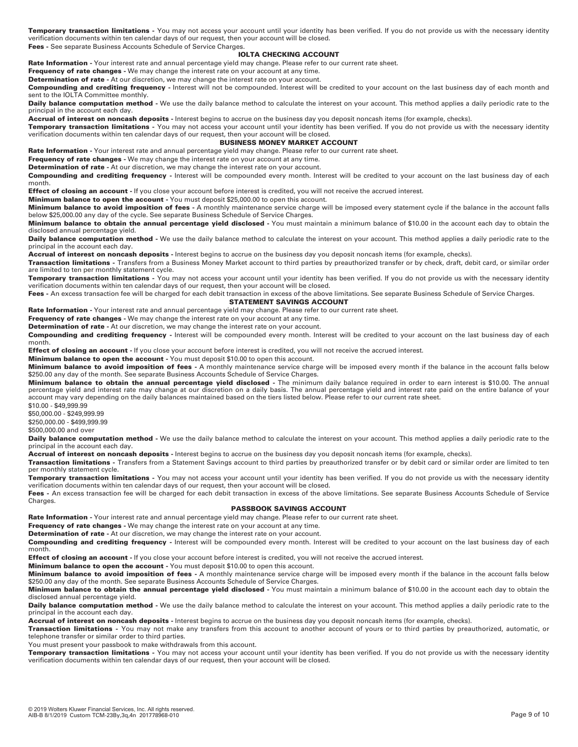**Temporary transaction limitations -** You may not access your account until your identity has been verified. If you do not provide us with the necessary identity verification documents within ten calendar days of our request, then your account will be closed.

**Fees -** See separate Business Accounts Schedule of Service Charges.

## IOLTA CHECKING ACCOUNT

**Rate Information -** Your interest rate and annual percentage yield may change. Please refer to our current rate sheet.

**Frequency of rate changes -** We may change the interest rate on your account at any time.

**Determination of rate -** At our discretion, we may change the interest rate on your account.

**Compounding and crediting frequency -** Interest will not be compounded. Interest will be credited to your account on the last business day of each month and sent to the IOLTA Committee monthly.

**Daily balance computation method -** We use the daily balance method to calculate the interest on your account. This method applies a daily periodic rate to the principal in the account each day.

**Accrual of interest on noncash deposits -** Interest begins to accrue on the business day you deposit noncash items (for example, checks).

**Temporary transaction limitations -** You may not access your account until your identity has been verified. If you do not provide us with the necessary identity verification documents within ten calendar days of our request, then your account will be closed.

## BUSINESS MONEY MARKET ACCOUNT

**Rate Information -** Your interest rate and annual percentage yield may change. Please refer to our current rate sheet.

**Frequency of rate changes -** We may change the interest rate on your account at any time.

**Determination of rate -** At our discretion, we may change the interest rate on your account.

**Compounding and crediting frequency -** Interest will be compounded every month. Interest will be credited to your account on the last business day of each month.

**Effect of closing an account -** If you close your account before interest is credited, you will not receive the accrued interest.

**Minimum balance to open the account -** You must deposit $25,000.00 to open this account.

**Minimum balance to avoid imposition of fees -** A monthly maintenance service charge will be imposed every statement cycle if the balance in the account falls below $25,000.00 any day of the cycle. See separate Business Schedule of Service Charges.

**Minimum balance to obtain the annual percentage yield disclosed -** You must maintain a minimum balance of $10.00 in the account each day to obtain the disclosed annual percentage yield.

**Daily balance computation method -** We use the daily balance method to calculate the interest on your account. This method applies a daily periodic rate to the principal in the account each day.

**Accrual of interest on noncash deposits -** Interest begins to accrue on the business day you deposit noncash items (for example, checks).

**Transaction limitations -** Transfers from a Business Money Market account to third parties by preauthorized transfer or by check, draft, debit card, or similar order are limited to ten per monthly statement cycle.

**Temporary transaction limitations -** You may not access your account until your identity has been verified. If you do not provide us with the necessary identity verification documents within ten calendar days of our request, then your account will be closed.

**Fees -** An excess transaction fee will be charged for each debit transaction in excess of the above limitations. See separate Business Schedule of Service Charges.

## STATEMENT SAVINGS ACCOUNT

**Rate Information -** Your interest rate and annual percentage yield may change. Please refer to our current rate sheet.

**Frequency of rate changes -** We may change the interest rate on your account at any time.

**Determination of rate -** At our discretion, we may change the interest rate on your account.

**Compounding and crediting frequency -** Interest will be compounded every month. Interest will be credited to your account on the last business day of each month.

**Effect of closing an account -** If you close your account before interest is credited, you will not receive the accrued interest.

**Minimum balance to open the account -** You must deposit $10.00 to open this account.

**Minimum balance to avoid imposition of fees -** A monthly maintenance service charge will be imposed every month if the balance in the account falls below $250.00 any day of the month. See separate Business Accounts Schedule of Service Charges.

**Minimum balance to obtain the annual percentage yield disclosed -** The minimum daily balance required in order to earn interest is $10.00. The annual percentage yield and interest rate may change at our discretion on a daily basis. The annual percentage yield and interest rate paid on the entire balance of your account may vary depending on the daily balances maintained based on the tiers listed below. Please refer to our current rate sheet.

$10.00 - $49,999.99
$50,000.00 - $249,999.99
$250,000.00 - $499,999.99
$500,000.00 and over

**Daily balance computation method -** We use the daily balance method to calculate the interest on your account. This method applies a daily periodic rate to the principal in the account each day.

**Accrual of interest on noncash deposits -** Interest begins to accrue on the business day you deposit noncash items (for example, checks).

**Transaction limitations -** Transfers from a Statement Savings account to third parties by preauthorized transfer or by debit card or similar order are limited to ten per monthly statement cycle.

**Temporary transaction limitations -** You may not access your account until your identity has been verified. If you do not provide us with the necessary identity verification documents within ten calendar days of our request, then your account will be closed.

**Fees -** An excess transaction fee will be charged for each debit transaction in excess of the above limitations. See separate Business Accounts Schedule of Service Charges.

## PASSBOOK SAVINGS ACCOUNT

**Rate Information -** Your interest rate and annual percentage yield may change. Please refer to our current rate sheet.

**Frequency of rate changes -** We may change the interest rate on your account at any time.

**Determination of rate -** At our discretion, we may change the interest rate on your account.

**Compounding and crediting frequency -** Interest will be compounded every month. Interest will be credited to your account on the last business day of each month.

**Effect of closing an account -** If you close your account before interest is credited, you will not receive the accrued interest.

**Minimum balance to open the account -** You must deposit $10.00 to open this account.

**Minimum balance to avoid imposition of fees -** A monthly maintenance service charge will be imposed every month if the balance in the account falls below $250.00 any day of the month. See separate Business Accounts Schedule of Service Charges.

**Minimum balance to obtain the annual percentage yield disclosed -** You must maintain a minimum balance of $10.00 in the account each day to obtain the disclosed annual percentage yield.

**Daily balance computation method -** We use the daily balance method to calculate the interest on your account. This method applies a daily periodic rate to the principal in the account each day.

**Accrual of interest on noncash deposits -** Interest begins to accrue on the business day you deposit noncash items (for example, checks).

**Transaction limitations -** You may not make any transfers from this account to another account of yours or to third parties by preauthorized, automatic, or telephone transfer or similar order to third parties.

You must present your passbook to make withdrawals from this account.

**Temporary transaction limitations -** You may not access your account until your identity has been verified. If you do not provide us with the necessary identity verification documents within ten calendar days of our request, then your account will be closed.

© 2019 Wolters Kluwer Financial Services, Inc. All rights reserved.
AIB-B 8/1/2019 Custom TCM-23By,3q,4n 201778968-010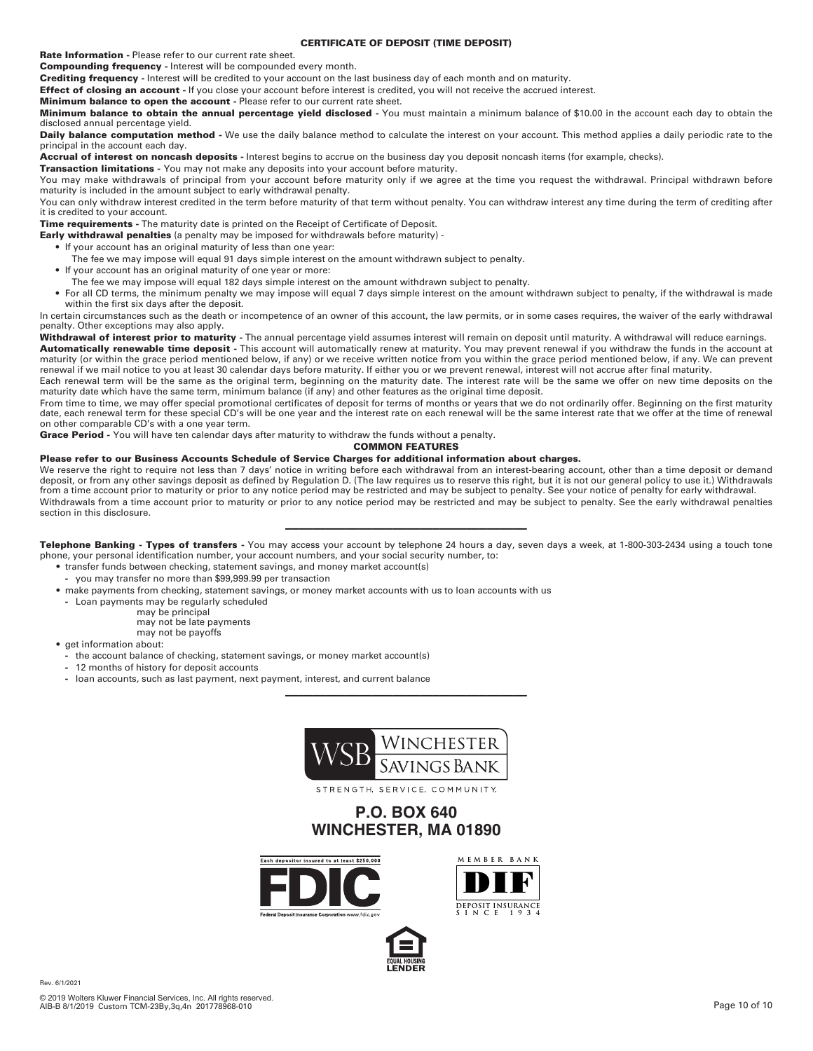## CERTIFICATE OF DEPOSIT (TIME DEPOSIT)

**Rate Information -** Please refer to our current rate sheet.

**Compounding frequency -** Interest will be compounded every month.

**Crediting frequency -** Interest will be credited to your account on the last business day of each month and on maturity.

**Effect of closing an account -** If you close your account before interest is credited, you will not receive the accrued interest.

**Minimum balance to open the account -** Please refer to our current rate sheet.

**Minimum balance to obtain the annual percentage yield disclosed -** You must maintain a minimum balance of $10.00 in the account each day to obtain the disclosed annual percentage yield.

**Daily balance computation method -** We use the daily balance method to calculate the interest on your account. This method applies a daily periodic rate to the principal in the account each day.

**Accrual of interest on noncash deposits -** Interest begins to accrue on the business day you deposit noncash items (for example, checks).

**Transaction limitations -** You may not make any deposits into your account before maturity.

You may make withdrawals of principal from your account before maturity only if we agree at the time you request the withdrawal. Principal withdrawn before maturity is included in the amount subject to early withdrawal penalty.

You can only withdraw interest credited in the term before maturity of that term without penalty. You can withdraw interest any time during the term of crediting after it is credited to your account.

**Time requirements -** The maturity date is printed on the Receipt of Certificate of Deposit.

**Early withdrawal penalties** (a penalty may be imposed for withdrawals before maturity) -

- If your account has an original maturity of less than one year:
  The fee we may impose will equal 91 days simple interest on the amount withdrawn subject to penalty.
- If your account has an original maturity of one year or more:
  The fee we may impose will equal 182 days simple interest on the amount withdrawn subject to penalty.
- For all CD terms, the minimum penalty we may impose will equal 7 days simple interest on the amount withdrawn subject to penalty, if the withdrawal is made within the first six days after the deposit.

In certain circumstances such as the death or incompetence of an owner of this account, the law permits, or in some cases requires, the waiver of the early withdrawal penalty. Other exceptions may also apply.

**Withdrawal of interest prior to maturity -** The annual percentage yield assumes interest will remain on deposit until maturity. A withdrawal will reduce earnings.

**Automatically renewable time deposit -** This account will automatically renew at maturity. You may prevent renewal if you withdraw the funds in the account at maturity (or within the grace period mentioned below, if any) or we receive written notice from you within the grace period mentioned below, if any. We can prevent renewal if we mail notice to you at least 30 calendar days before maturity. If either you or we prevent renewal, interest will not accrue after final maturity.

Each renewal term will be the same as the original term, beginning on the maturity date. The interest rate will be the same we offer on new time deposits on the maturity date which have the same term, minimum balance (if any) and other features as the original time deposit.

From time to time, we may offer special promotional certificates of deposit for terms of months or years that we do not ordinarily offer. Beginning on the first maturity date, each renewal term for these special CD's will be one year and the interest rate on each renewal will be the same interest rate that we offer at the time of renewal on other comparable CD's with a one year term.

**Grace Period -** You will have ten calendar days after maturity to withdraw the funds without a penalty.

## COMMON FEATURES

**Please refer to our Business Accounts Schedule of Service Charges for additional information about charges.**

We reserve the right to require not less than 7 days' notice in writing before each withdrawal from an interest-bearing account, other than a time deposit or demand deposit, or from any other savings deposit as defined by Regulation D. (The law requires us to reserve this right, but it is not our general policy to use it.) Withdrawals from a time account prior to maturity or prior to any notice period may be restricted and may be subject to penalty. See your notice of penalty for early withdrawal.

Withdrawals from a time account prior to maturity or prior to any notice period may be restricted and may be subject to penalty. See the early withdrawal penalties section in this disclosure.

---

**Telephone Banking - Types of transfers -** You may access your account by telephone 24 hours a day, seven days a week, at 1-800-303-2434 using a touch tone phone, your personal identification number, your account numbers, and your social security number, to:

- transfer funds between checking, statement savings, and money market account(s)
  - you may transfer no more than $99,999.99 per transaction
- make payments from checking, statement savings, or money market accounts with us to loan accounts with us
  - Loan payments may be regularly scheduled
    may be principal
    may not be late payments
    may not be payoffs
- get information about:
  - the account balance of checking, statement savings, or money market account(s)
  - 12 months of history for deposit accounts
  - loan accounts, such as last payment, next payment, interest, and current balance

---

WSB WINCHESTER SAVINGS BANK

STRENGTH. SERVICE. COMMUNITY.

**P.O. BOX 640**
**WINCHESTER, MA 01890**

Each depositor insured to at least $250,000 FDIC Federal Deposit Insurance Corporation www.fdic.gov

MEMBER BANK DIF DEPOSIT INSURANCE SINCE 1934

EQUAL HOUSING LENDER

Rev. 6/1/2021

© 2019 Wolters Kluwer Financial Services, Inc. All rights reserved.
AIB-B 8/1/2019 Custom TCM-23By,3q,4n 201778968-010